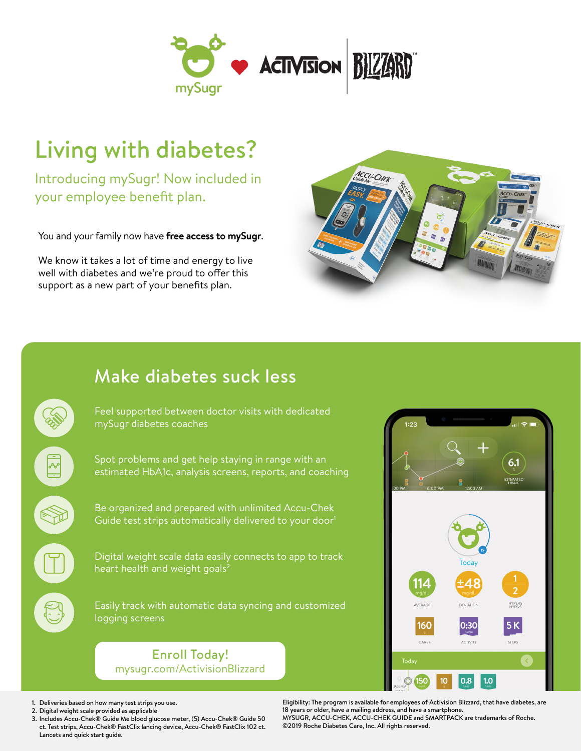# Living with diabetes?

## Introducing mySugr! Now included in your employee benefit plan.

You and your family now have **free access to mySugr**.

We know it takes a lot of time and energy to live well with diabetes and we're proud to offer this support as a new part of your benefits plan.

## Make diabetes suck less

- Feel supported between doctor visits with dedicated mySugr diabetes coaches
- Spot problems and get help staying in range with an estimated HbA1c, analysis screens, reports, and coaching
- Be organized and prepared with unlimited Accu-Chek Guide test strips automatically delivered to your door[1]
- Digital weight scale data easily connects to app to track heart health and weight goals[2]
- Easily track with automatic data syncing and customized logging screens

**Enroll Today!**
mysugr.com/ActivisionBlizzard

1. Deliveries based on how many test strips you use.
2. Digital weight scale provided as applicable
3. Includes Accu-Chek® Guide Me blood glucose meter, (5) Accu-Chek® Guide 50 ct. Test strips, Accu-Chek® FastClix lancing device, Accu-Chek® FastClix 102 ct. Lancets and quick start guide.

Eligibility: The program is available for employees of Activision Blizzard, that have diabetes, are 18 years or older, have a mailing address, and have a smartphone.
MYSUGR, ACCU-CHEK, ACCU-CHEK GUIDE and SMARTPACK are trademarks of Roche.
©2019 Roche Diabetes Care, Inc. All rights reserved.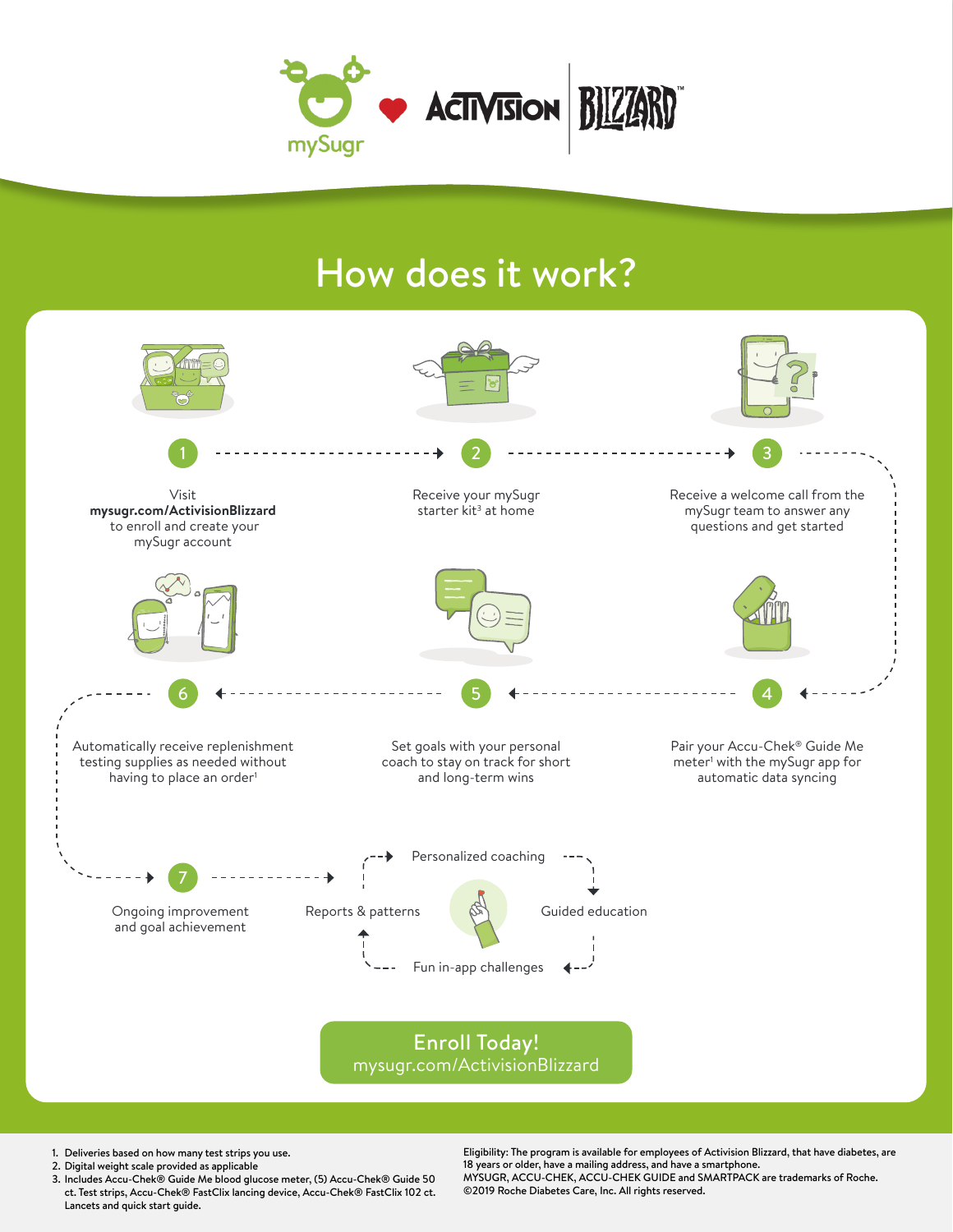mySugr ❤ ACTIVISION BLIZZARD

# How does it work?

1. Visit **mysugr.com/ActivisionBlizzard** to enroll and create your mySugr account

2. Receive your mySugr starter kit[3] at home

3. Receive a welcome call from the mySugr team to answer any questions and get started

4. Pair your Accu-Chek® Guide Me meter[1] with the mySugr app for automatic data syncing

5. Set goals with your personal coach to stay on track for short and long-term wins

6. Automatically receive replenishment testing supplies as needed without having to place an order[1]

7. Ongoing improvement and goal achievement

Personalized coaching

Guided education

Fun in-app challenges

Reports & patterns

**Enroll Today!**
mysugr.com/ActivisionBlizzard

1. Deliveries based on how many test strips you use.
2. Digital weight scale provided as applicable
3. Includes Accu-Chek® Guide Me blood glucose meter, (5) Accu-Chek® Guide 50 ct. Test strips, Accu-Chek® FastClix lancing device, Accu-Chek® FastClix 102 ct. Lancets and quick start guide.

Eligibility: The program is available for employees of Activision Blizzard, that have diabetes, are 18 years or older, have a mailing address, and have a smartphone.
MYSUGR, ACCU-CHEK, ACCU-CHEK GUIDE and SMARTPACK are trademarks of Roche.
©2019 Roche Diabetes Care, Inc. All rights reserved.